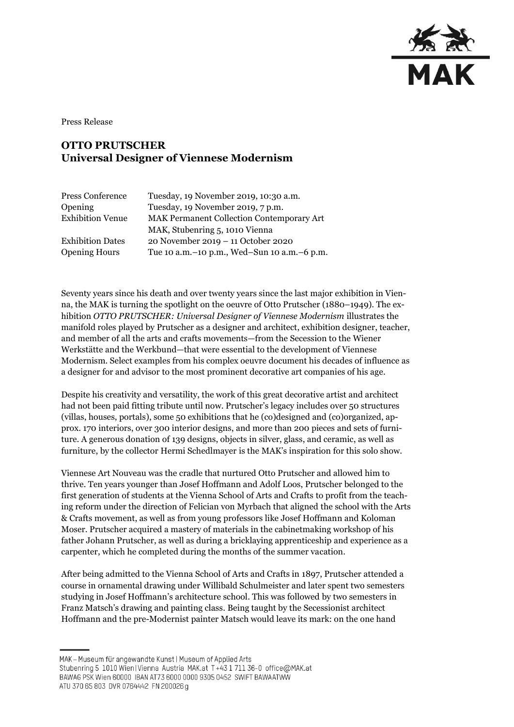Press Release

# OTTO PRUTSCHER
## Universal Designer of Viennese Modernism

| | |
|---|---|
| Press Conference | Tuesday, 19 November 2019, 10:30 a.m. |
| Opening | Tuesday, 19 November 2019, 7 p.m. |
| Exhibition Venue | MAK Permanent Collection Contemporary Art<br>MAK, Stubenring 5, 1010 Vienna |
| Exhibition Dates | 20 November 2019 – 11 October 2020 |
| Opening Hours | Tue 10 a.m.–10 p.m., Wed–Sun 10 a.m.–6 p.m. |

Seventy years since his death and over twenty years since the last major exhibition in Vienna, the MAK is turning the spotlight on the oeuvre of Otto Prutscher (1880–1949). The exhibition *OTTO PRUTSCHER: Universal Designer of Viennese Modernism* illustrates the manifold roles played by Prutscher as a designer and architect, exhibition designer, teacher, and member of all the arts and crafts movements—from the Secession to the Wiener Werkstätte and the Werkbund—that were essential to the development of Viennese Modernism. Select examples from his complex oeuvre document his decades of influence as a designer for and advisor to the most prominent decorative art companies of his age.

Despite his creativity and versatility, the work of this great decorative artist and architect had not been paid fitting tribute until now. Prutscher's legacy includes over 50 structures (villas, houses, portals), some 50 exhibitions that he (co)designed and (co)organized, approx. 170 interiors, over 300 interior designs, and more than 200 pieces and sets of furniture. A generous donation of 139 designs, objects in silver, glass, and ceramic, as well as furniture, by the collector Hermi Schedlmayer is the MAK's inspiration for this solo show.

Viennese Art Nouveau was the cradle that nurtured Otto Prutscher and allowed him to thrive. Ten years younger than Josef Hoffmann and Adolf Loos, Prutscher belonged to the first generation of students at the Vienna School of Arts and Crafts to profit from the teaching reform under the direction of Felician von Myrbach that aligned the school with the Arts & Crafts movement, as well as from young professors like Josef Hoffmann and Koloman Moser. Prutscher acquired a mastery of materials in the cabinetmaking workshop of his father Johann Prutscher, as well as during a bricklaying apprenticeship and experience as a carpenter, which he completed during the months of the summer vacation.

After being admitted to the Vienna School of Arts and Crafts in 1897, Prutscher attended a course in ornamental drawing under Willibald Schulmeister and later spent two semesters studying in Josef Hoffmann's architecture school. This was followed by two semesters in Franz Matsch's drawing and painting class. Being taught by the Secessionist architect Hoffmann and the pre-Modernist painter Matsch would leave its mark: on the one hand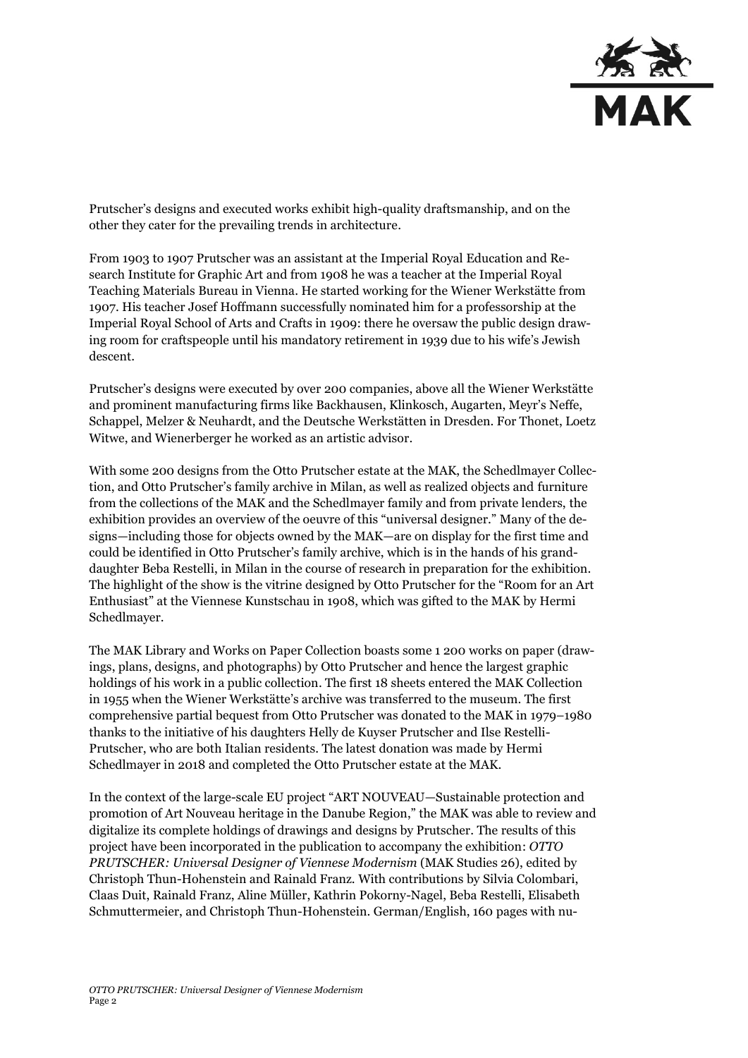Prutscher's designs and executed works exhibit high-quality draftsmanship, and on the other they cater for the prevailing trends in architecture.

From 1903 to 1907 Prutscher was an assistant at the Imperial Royal Education and Research Institute for Graphic Art and from 1908 he was a teacher at the Imperial Royal Teaching Materials Bureau in Vienna. He started working for the Wiener Werkstätte from 1907. His teacher Josef Hoffmann successfully nominated him for a professorship at the Imperial Royal School of Arts and Crafts in 1909: there he oversaw the public design drawing room for craftspeople until his mandatory retirement in 1939 due to his wife's Jewish descent.

Prutscher's designs were executed by over 200 companies, above all the Wiener Werkstätte and prominent manufacturing firms like Backhausen, Klinkosch, Augarten, Meyr's Neffe, Schappel, Melzer & Neuhardt, and the Deutsche Werkstätten in Dresden. For Thonet, Loetz Witwe, and Wienerberger he worked as an artistic advisor.

With some 200 designs from the Otto Prutscher estate at the MAK, the Schedlmayer Collection, and Otto Prutscher's family archive in Milan, as well as realized objects and furniture from the collections of the MAK and the Schedlmayer family and from private lenders, the exhibition provides an overview of the oeuvre of this "universal designer." Many of the designs—including those for objects owned by the MAK—are on display for the first time and could be identified in Otto Prutscher's family archive, which is in the hands of his granddaughter Beba Restelli, in Milan in the course of research in preparation for the exhibition. The highlight of the show is the vitrine designed by Otto Prutscher for the "Room for an Art Enthusiast" at the Viennese Kunstschau in 1908, which was gifted to the MAK by Hermi Schedlmayer.

The MAK Library and Works on Paper Collection boasts some 1 200 works on paper (drawings, plans, designs, and photographs) by Otto Prutscher and hence the largest graphic holdings of his work in a public collection. The first 18 sheets entered the MAK Collection in 1955 when the Wiener Werkstätte's archive was transferred to the museum. The first comprehensive partial bequest from Otto Prutscher was donated to the MAK in 1979–1980 thanks to the initiative of his daughters Helly de Kuyser Prutscher and Ilse Restelli-Prutscher, who are both Italian residents. The latest donation was made by Hermi Schedlmayer in 2018 and completed the Otto Prutscher estate at the MAK.

In the context of the large-scale EU project "ART NOUVEAU—Sustainable protection and promotion of Art Nouveau heritage in the Danube Region," the MAK was able to review and digitalize its complete holdings of drawings and designs by Prutscher. The results of this project have been incorporated in the publication to accompany the exhibition: *OTTO PRUTSCHER: Universal Designer of Viennese Modernism* (MAK Studies 26), edited by Christoph Thun-Hohenstein and Rainald Franz. With contributions by Silvia Colombari, Claas Duit, Rainald Franz, Aline Müller, Kathrin Pokorny-Nagel, Beba Restelli, Elisabeth Schmuttermeier, and Christoph Thun-Hohenstein. German/English, 160 pages with nu-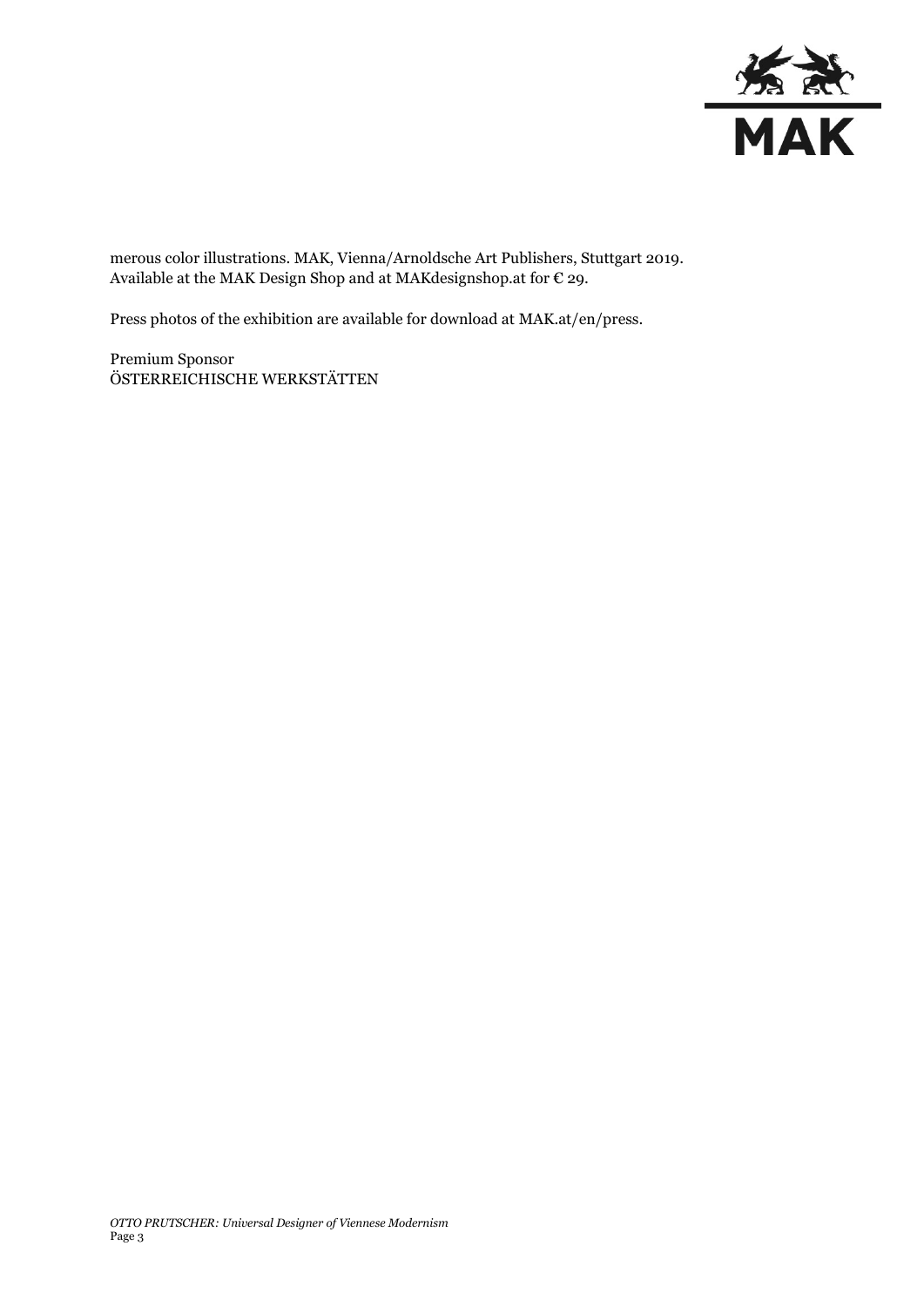merous color illustrations. MAK, Vienna/Arnoldsche Art Publishers, Stuttgart 2019. Available at the MAK Design Shop and at MAKdesignshop.at for € 29.

Press photos of the exhibition are available for download at MAK.at/en/press.

Premium Sponsor
ÖSTERREICHISCHE WERKSTÄTTEN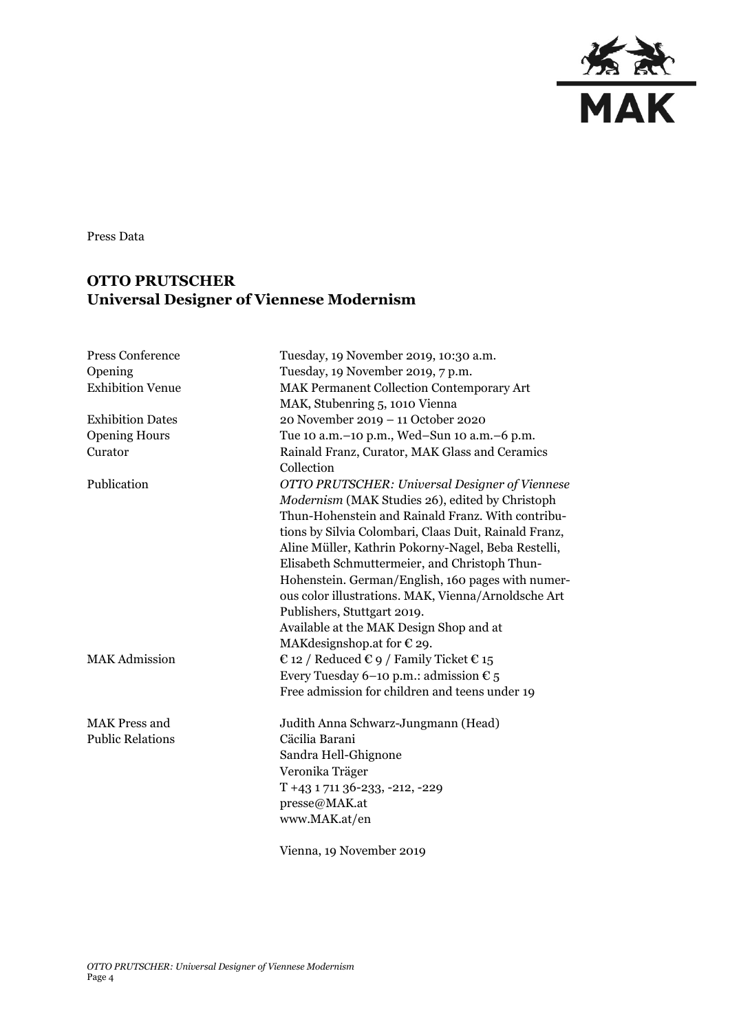Press Data

## OTTO PRUTSCHER
## Universal Designer of Viennese Modernism

| | |
|---|---|
| Press Conference | Tuesday, 19 November 2019, 10:30 a.m. |
| Opening | Tuesday, 19 November 2019, 7 p.m. |
| Exhibition Venue | MAK Permanent Collection Contemporary Art<br>MAK, Stubenring 5, 1010 Vienna |
| Exhibition Dates | 20 November 2019 – 11 October 2020 |
| Opening Hours | Tue 10 a.m.–10 p.m., Wed–Sun 10 a.m.–6 p.m. |
| Curator | Rainald Franz, Curator, MAK Glass and Ceramics Collection |
| Publication | *OTTO PRUTSCHER: Universal Designer of Viennese Modernism* (MAK Studies 26), edited by Christoph Thun-Hohenstein and Rainald Franz. With contributions by Silvia Colombari, Claas Duit, Rainald Franz, Aline Müller, Kathrin Pokorny-Nagel, Beba Restelli, Elisabeth Schmuttermeier, and Christoph Thun-Hohenstein. German/English, 160 pages with numerous color illustrations. MAK, Vienna/Arnoldsche Art Publishers, Stuttgart 2019.<br>Available at the MAK Design Shop and at MAKdesignshop.at for € 29. |
| MAK Admission | € 12 / Reduced € 9 / Family Ticket € 15<br>Every Tuesday 6–10 p.m.: admission € 5<br>Free admission for children and teens under 19 |
| MAK Press and Public Relations | Judith Anna Schwarz-Jungmann (Head)<br>Cäcilia Barani<br>Sandra Hell-Ghignone<br>Veronika Träger<br>T +43 1 711 36-233, -212, -229<br>presse@MAK.at<br>www.MAK.at/en |

Vienna, 19 November 2019